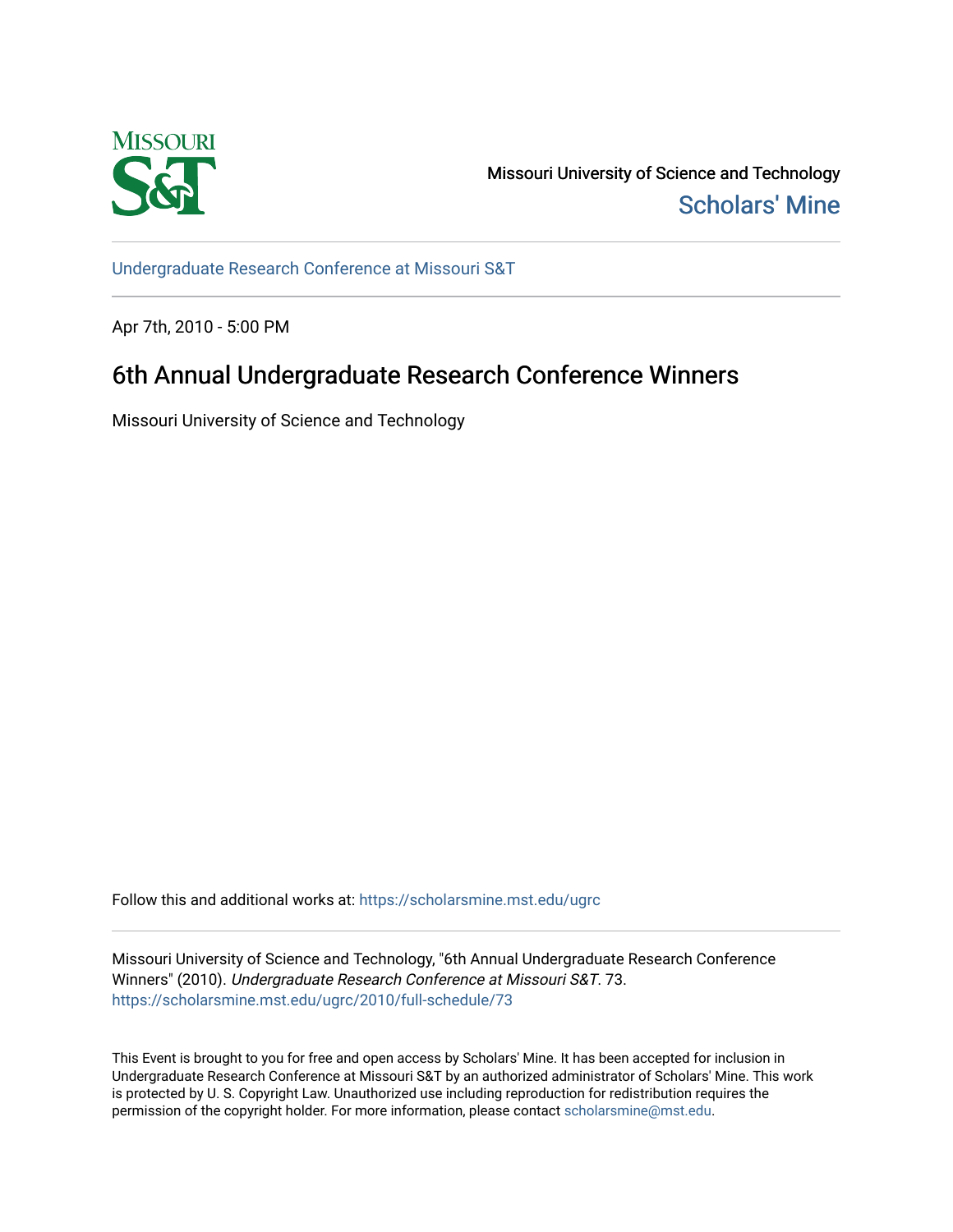Missouri University of Science and Technology

Scholars' Mine

Undergraduate Research Conference at Missouri S&T

Apr 7th, 2010 - 5:00 PM

# 6th Annual Undergraduate Research Conference Winners

Missouri University of Science and Technology

Follow this and additional works at: https://scholarsmine.mst.edu/ugrc

Missouri University of Science and Technology, "6th Annual Undergraduate Research Conference Winners" (2010). *Undergraduate Research Conference at Missouri S&T*. 73.
https://scholarsmine.mst.edu/ugrc/2010/full-schedule/73

This Event is brought to you for free and open access by Scholars' Mine. It has been accepted for inclusion in Undergraduate Research Conference at Missouri S&T by an authorized administrator of Scholars' Mine. This work is protected by U. S. Copyright Law. Unauthorized use including reproduction for redistribution requires the permission of the copyright holder. For more information, please contact scholarsmine@mst.edu.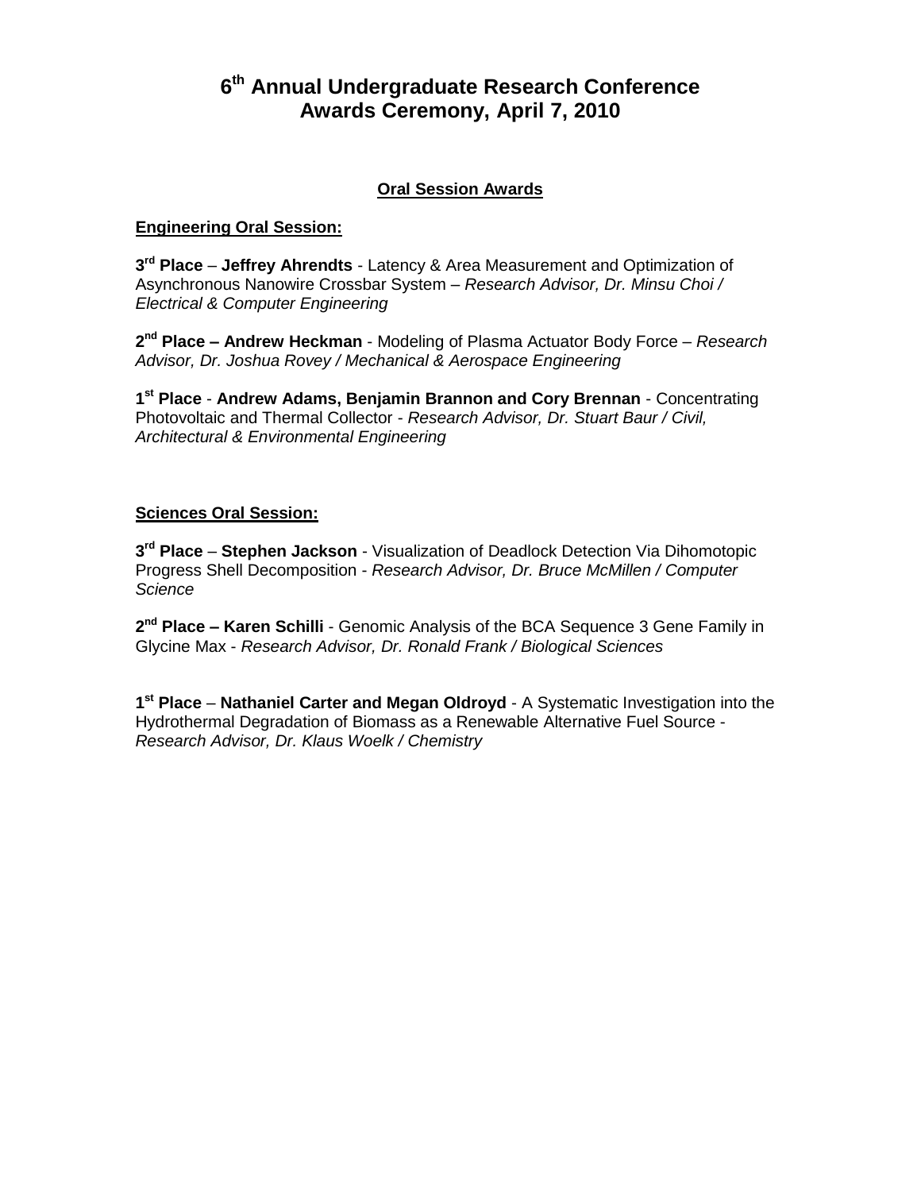# 6th Annual Undergraduate Research Conference
# Awards Ceremony, April 7, 2010

## Oral Session Awards

### Engineering Oral Session:

**3rd Place** – **Jeffrey Ahrendts** - Latency & Area Measurement and Optimization of Asynchronous Nanowire Crossbar System – *Research Advisor, Dr. Minsu Choi / Electrical & Computer Engineering*

**2nd Place – Andrew Heckman** - Modeling of Plasma Actuator Body Force – *Research Advisor, Dr. Joshua Rovey / Mechanical & Aerospace Engineering*

**1st Place** - **Andrew Adams, Benjamin Brannon and Cory Brennan** - Concentrating Photovoltaic and Thermal Collector - *Research Advisor, Dr. Stuart Baur / Civil, Architectural & Environmental Engineering*

### Sciences Oral Session:

**3rd Place** – **Stephen Jackson** - Visualization of Deadlock Detection Via Dihomotopic Progress Shell Decomposition - *Research Advisor, Dr. Bruce McMillen / Computer Science*

**2nd Place – Karen Schilli** - Genomic Analysis of the BCA Sequence 3 Gene Family in Glycine Max - *Research Advisor, Dr. Ronald Frank / Biological Sciences*

**1st Place** – **Nathaniel Carter and Megan Oldroyd** - A Systematic Investigation into the Hydrothermal Degradation of Biomass as a Renewable Alternative Fuel Source - *Research Advisor, Dr. Klaus Woelk / Chemistry*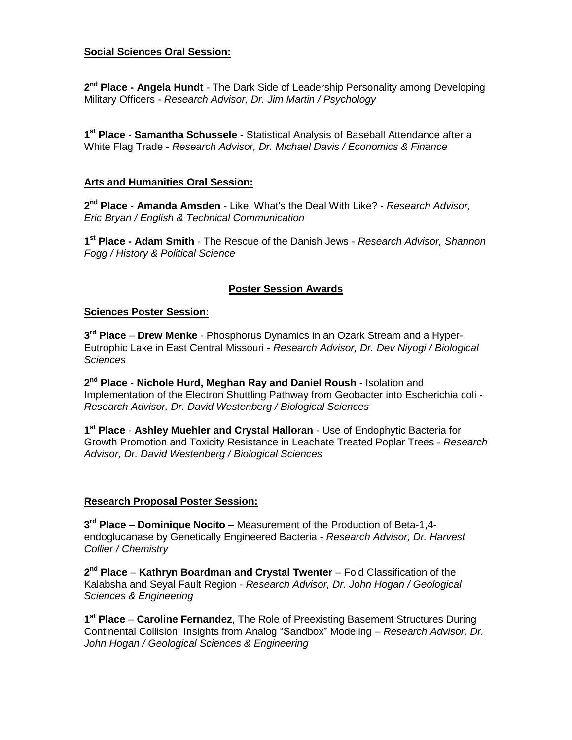**Social Sciences Oral Session:**

**2nd Place - Angela Hundt** - The Dark Side of Leadership Personality among Developing Military Officers - *Research Advisor, Dr. Jim Martin / Psychology*

**1st Place** - **Samantha Schussele** - Statistical Analysis of Baseball Attendance after a White Flag Trade - *Research Advisor, Dr. Michael Davis / Economics & Finance*

**Arts and Humanities Oral Session:**

**2nd Place - Amanda Amsden** - Like, What's the Deal With Like? - *Research Advisor, Eric Bryan / English & Technical Communication*

**1st Place - Adam Smith** - The Rescue of the Danish Jews - *Research Advisor, Shannon Fogg / History & Political Science*

## Poster Session Awards

**Sciences Poster Session:**

**3rd Place** – **Drew Menke** - Phosphorus Dynamics in an Ozark Stream and a Hyper-Eutrophic Lake in East Central Missouri - *Research Advisor, Dr. Dev Niyogi / Biological Sciences*

**2nd Place** - **Nichole Hurd, Meghan Ray and Daniel Roush** - Isolation and Implementation of the Electron Shuttling Pathway from Geobacter into Escherichia coli - *Research Advisor, Dr. David Westenberg / Biological Sciences*

**1st Place** - **Ashley Muehler and Crystal Halloran** - Use of Endophytic Bacteria for Growth Promotion and Toxicity Resistance in Leachate Treated Poplar Trees - *Research Advisor, Dr. David Westenberg / Biological Sciences*

**Research Proposal Poster Session:**

**3rd Place** – **Dominique Nocito** – Measurement of the Production of Beta-1,4-endoglucanase by Genetically Engineered Bacteria - *Research Advisor, Dr. Harvest Collier / Chemistry*

**2nd Place** – **Kathryn Boardman and Crystal Twenter** – Fold Classification of the Kalabsha and Seyal Fault Region - *Research Advisor, Dr. John Hogan / Geological Sciences & Engineering*

**1st Place** – **Caroline Fernandez**, The Role of Preexisting Basement Structures During Continental Collision: Insights from Analog "Sandbox" Modeling – *Research Advisor, Dr. John Hogan / Geological Sciences & Engineering*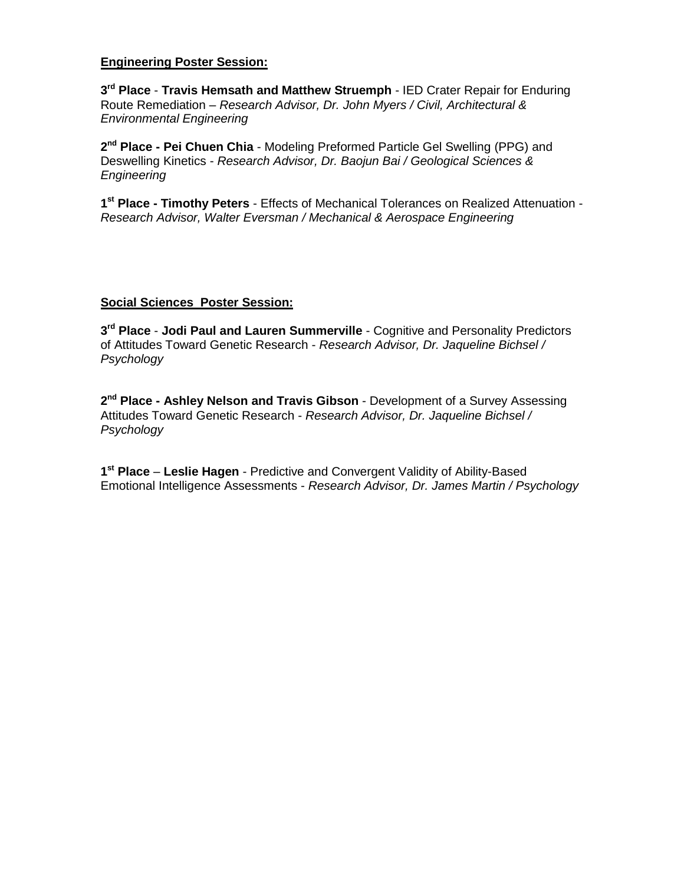**Engineering Poster Session:**

**3rd Place** - **Travis Hemsath and Matthew Struemph** - IED Crater Repair for Enduring Route Remediation – *Research Advisor, Dr. John Myers / Civil, Architectural & Environmental Engineering*

**2nd Place - Pei Chuen Chia** - Modeling Preformed Particle Gel Swelling (PPG) and Deswelling Kinetics - *Research Advisor, Dr. Baojun Bai / Geological Sciences & Engineering*

**1st Place - Timothy Peters** - Effects of Mechanical Tolerances on Realized Attenuation - *Research Advisor, Walter Eversman / Mechanical & Aerospace Engineering*

**Social Sciences Poster Session:**

**3rd Place** - **Jodi Paul and Lauren Summerville** - Cognitive and Personality Predictors of Attitudes Toward Genetic Research - *Research Advisor, Dr. Jaqueline Bichsel / Psychology*

**2nd Place - Ashley Nelson and Travis Gibson** - Development of a Survey Assessing Attitudes Toward Genetic Research - *Research Advisor, Dr. Jaqueline Bichsel / Psychology*

**1st Place** – **Leslie Hagen** - Predictive and Convergent Validity of Ability-Based Emotional Intelligence Assessments - *Research Advisor, Dr. James Martin / Psychology*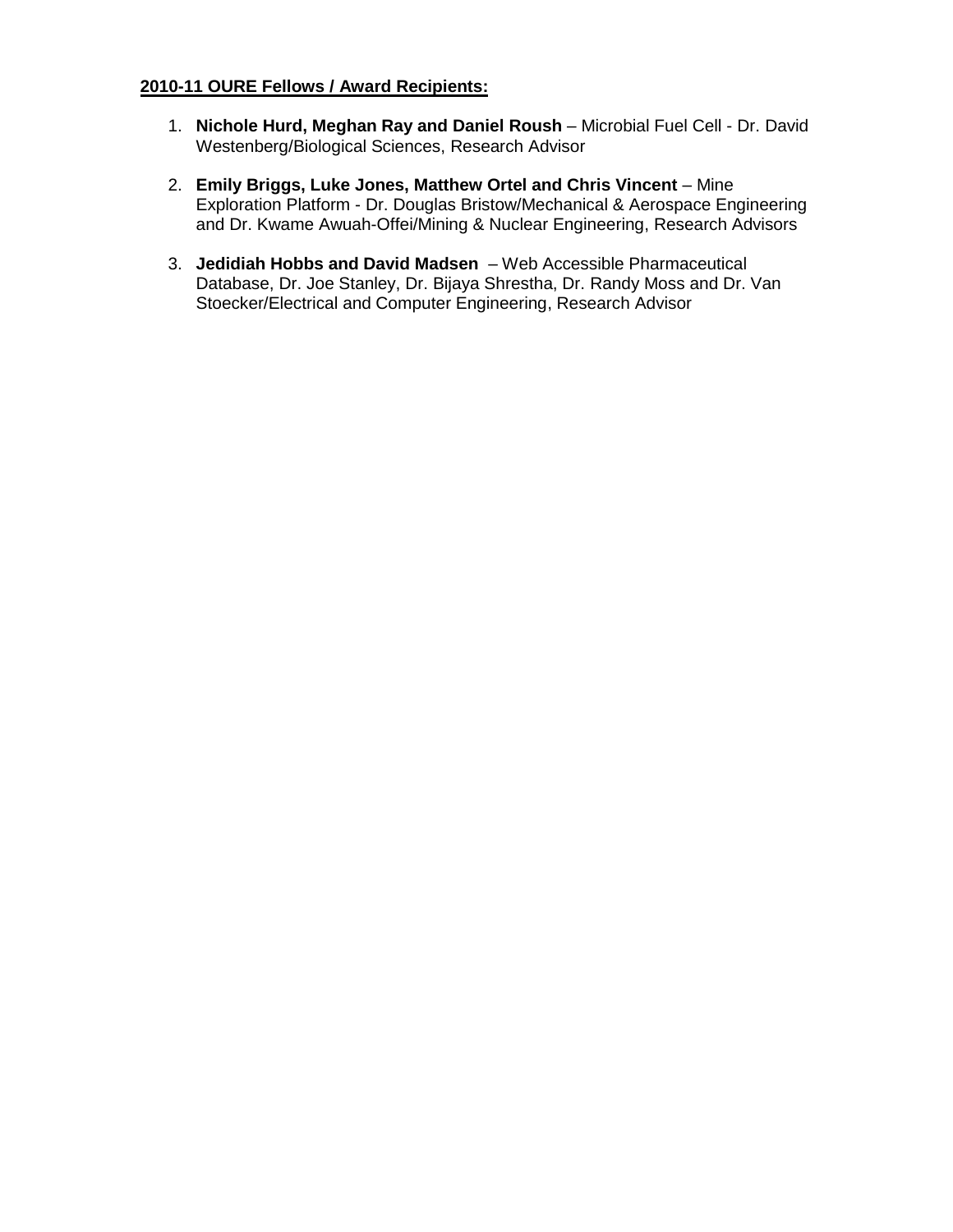**2010-11 OURE Fellows / Award Recipients:**

1. **Nichole Hurd, Meghan Ray and Daniel Roush** – Microbial Fuel Cell - Dr. David Westenberg/Biological Sciences, Research Advisor

2. **Emily Briggs, Luke Jones, Matthew Ortel and Chris Vincent** – Mine Exploration Platform - Dr. Douglas Bristow/Mechanical & Aerospace Engineering and Dr. Kwame Awuah-Offei/Mining & Nuclear Engineering, Research Advisors

3. **Jedidiah Hobbs and David Madsen** – Web Accessible Pharmaceutical Database, Dr. Joe Stanley, Dr. Bijaya Shrestha, Dr. Randy Moss and Dr. Van Stoecker/Electrical and Computer Engineering, Research Advisor